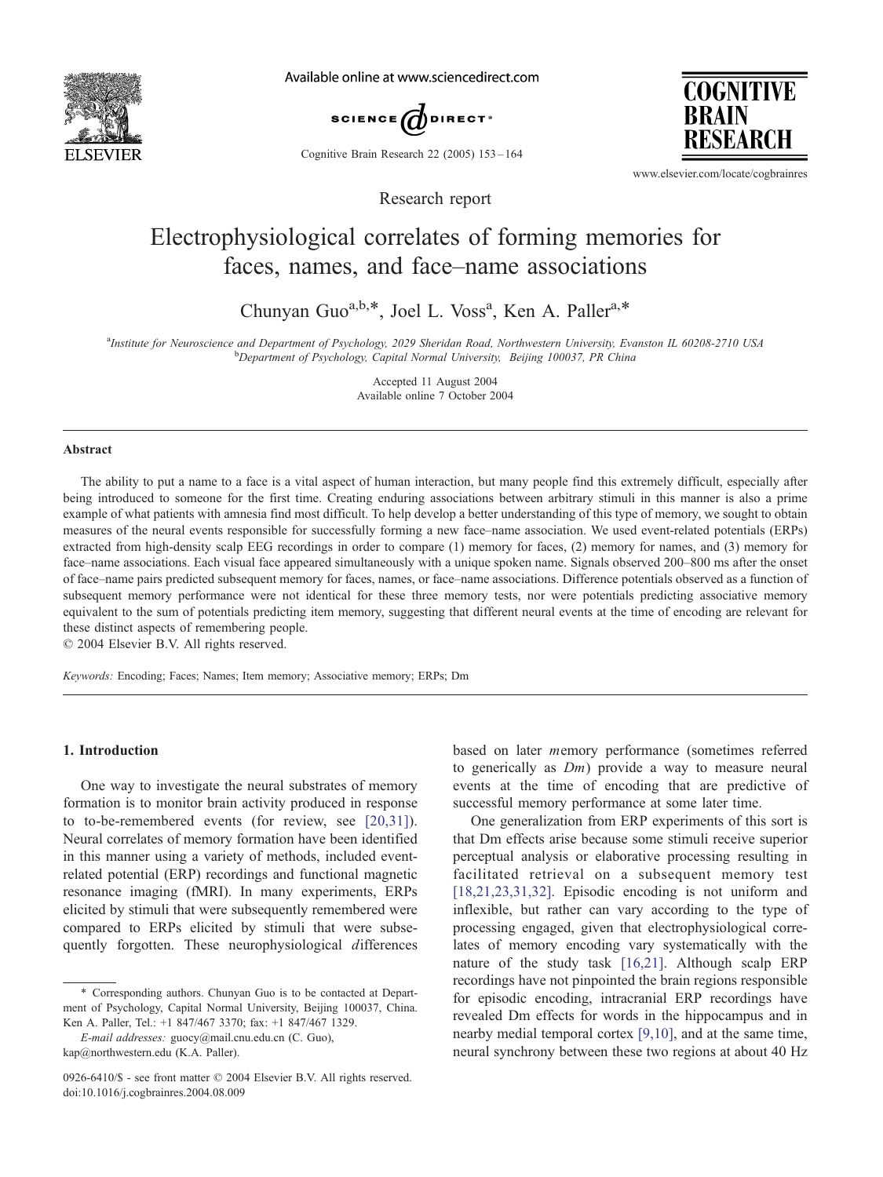Research report

# Electrophysiological correlates of forming memories for faces, names, and face–name associations

Chunyan Guo[a,b,*], Joel L. Voss[a], Ken A. Paller[a,*]

[a]Institute for Neuroscience and Department of Psychology, 2029 Sheridan Road, Northwestern University, Evanston IL 60208-2710 USA
[b]Department of Psychology, Capital Normal University, Beijing 100037, PR China

Accepted 11 August 2004
Available online 7 October 2004

## Abstract

The ability to put a name to a face is a vital aspect of human interaction, but many people find this extremely difficult, especially after being introduced to someone for the first time. Creating enduring associations between arbitrary stimuli in this manner is also a prime example of what patients with amnesia find most difficult. To help develop a better understanding of this type of memory, we sought to obtain measures of the neural events responsible for successfully forming a new face–name association. We used event-related potentials (ERPs) extracted from high-density scalp EEG recordings in order to compare (1) memory for faces, (2) memory for names, and (3) memory for face–name associations. Each visual face appeared simultaneously with a unique spoken name. Signals observed 200–800 ms after the onset of face–name pairs predicted subsequent memory for faces, names, or face–name associations. Difference potentials observed as a function of subsequent memory performance were not identical for these three memory tests, nor were potentials predicting associative memory equivalent to the sum of potentials predicting item memory, suggesting that different neural events at the time of encoding are relevant for these distinct aspects of remembering people.
© 2004 Elsevier B.V. All rights reserved.

*Keywords:* Encoding; Faces; Names; Item memory; Associative memory; ERPs; Dm

## 1. Introduction

One way to investigate the neural substrates of memory formation is to monitor brain activity produced in response to to-be-remembered events (for review, see [20,31]). Neural correlates of memory formation have been identified in this manner using a variety of methods, included event-related potential (ERP) recordings and functional magnetic resonance imaging (fMRI). In many experiments, ERPs elicited by stimuli that were subsequently remembered were compared to ERPs elicited by stimuli that were subsequently forgotten. These neurophysiological *d*ifferences based on later *m*emory performance (sometimes referred to generically as *Dm*) provide a way to measure neural events at the time of encoding that are predictive of successful memory performance at some later time.

One generalization from ERP experiments of this sort is that Dm effects arise because some stimuli receive superior perceptual analysis or elaborative processing resulting in facilitated retrieval on a subsequent memory test [18,21,23,31,32]. Episodic encoding is not uniform and inflexible, but rather can vary according to the type of processing engaged, given that electrophysiological correlates of memory encoding vary systematically with the nature of the study task [16,21]. Although scalp ERP recordings have not pinpointed the brain regions responsible for episodic encoding, intracranial ERP recordings have revealed Dm effects for words in the hippocampus and in nearby medial temporal cortex [9,10], and at the same time, neural synchrony between these two regions at about 40 Hz

\* Corresponding authors. Chunyan Guo is to be contacted at Department of Psychology, Capital Normal University, Beijing 100037, China. Ken A. Paller, Tel.: +1 847/467 3370; fax: +1 847/467 1329.
*E-mail addresses:* guocy@mail.cnu.edu.cn (C. Guo), kap@northwestern.edu (K.A. Paller).

0926-6410/$ - see front matter © 2004 Elsevier B.V. All rights reserved.
doi:10.1016/j.cogbrainres.2004.08.009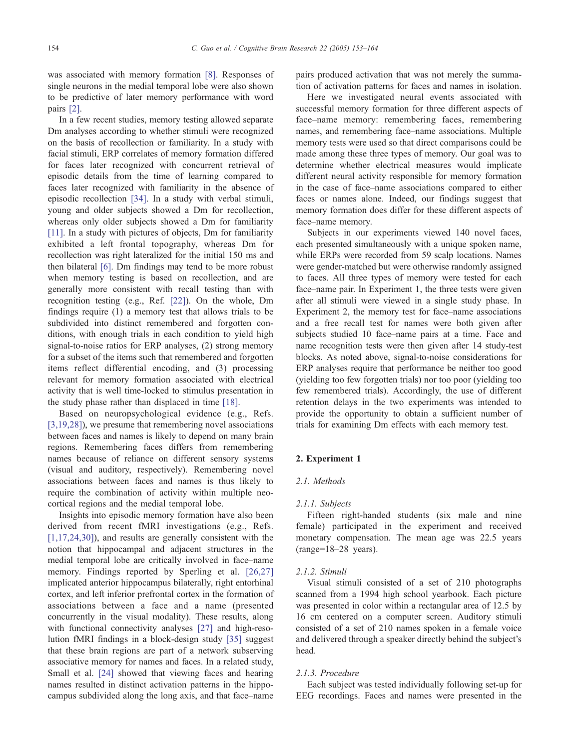was associated with memory formation [8]. Responses of single neurons in the medial temporal lobe were also shown to be predictive of later memory performance with word pairs [2].

In a few recent studies, memory testing allowed separate Dm analyses according to whether stimuli were recognized on the basis of recollection or familiarity. In a study with facial stimuli, ERP correlates of memory formation differed for faces later recognized with concurrent retrieval of episodic details from the time of learning compared to faces later recognized with familiarity in the absence of episodic recollection [34]. In a study with verbal stimuli, young and older subjects showed a Dm for recollection, whereas only older subjects showed a Dm for familiarity [11]. In a study with pictures of objects, Dm for familiarity exhibited a left frontal topography, whereas Dm for recollection was right lateralized for the initial 150 ms and then bilateral [6]. Dm findings may tend to be more robust when memory testing is based on recollection, and are generally more consistent with recall testing than with recognition testing (e.g., Ref. [22]). On the whole, Dm findings require (1) a memory test that allows trials to be subdivided into distinct remembered and forgotten conditions, with enough trials in each condition to yield high signal-to-noise ratios for ERP analyses, (2) strong memory for a subset of the items such that remembered and forgotten items reflect differential encoding, and (3) processing relevant for memory formation associated with electrical activity that is well time-locked to stimulus presentation in the study phase rather than displaced in time [18].

Based on neuropsychological evidence (e.g., Refs. [3,19,28]), we presume that remembering novel associations between faces and names is likely to depend on many brain regions. Remembering faces differs from remembering names because of reliance on different sensory systems (visual and auditory, respectively). Remembering novel associations between faces and names is thus likely to require the combination of activity within multiple neocortical regions and the medial temporal lobe.

Insights into episodic memory formation have also been derived from recent fMRI investigations (e.g., Refs. [1,17,24,30]), and results are generally consistent with the notion that hippocampal and adjacent structures in the medial temporal lobe are critically involved in face–name memory. Findings reported by Sperling et al. [26,27] implicated anterior hippocampus bilaterally, right entorhinal cortex, and left inferior prefrontal cortex in the formation of associations between a face and a name (presented concurrently in the visual modality). These results, along with functional connectivity analyses [27] and high-resolution fMRI findings in a block-design study [35] suggest that these brain regions are part of a network subserving associative memory for names and faces. In a related study, Small et al. [24] showed that viewing faces and hearing names resulted in distinct activation patterns in the hippocampus subdivided along the long axis, and that face–name pairs produced activation that was not merely the summation of activation patterns for faces and names in isolation.

Here we investigated neural events associated with successful memory formation for three different aspects of face–name memory: remembering faces, remembering names, and remembering face–name associations. Multiple memory tests were used so that direct comparisons could be made among these three types of memory. Our goal was to determine whether electrical measures would implicate different neural activity responsible for memory formation in the case of face–name associations compared to either faces or names alone. Indeed, our findings suggest that memory formation does differ for these different aspects of face–name memory.

Subjects in our experiments viewed 140 novel faces, each presented simultaneously with a unique spoken name, while ERPs were recorded from 59 scalp locations. Names were gender-matched but were otherwise randomly assigned to faces. All three types of memory were tested for each face–name pair. In Experiment 1, the three tests were given after all stimuli were viewed in a single study phase. In Experiment 2, the memory test for face–name associations and a free recall test for names were both given after subjects studied 10 face–name pairs at a time. Face and name recognition tests were then given after 14 study-test blocks. As noted above, signal-to-noise considerations for ERP analyses require that performance be neither too good (yielding too few forgotten trials) nor too poor (yielding too few remembered trials). Accordingly, the use of different retention delays in the two experiments was intended to provide the opportunity to obtain a sufficient number of trials for examining Dm effects with each memory test.

## 2. Experiment 1

### 2.1. Methods

#### 2.1.1. Subjects

Fifteen right-handed students (six male and nine female) participated in the experiment and received monetary compensation. The mean age was 22.5 years (range=18–28 years).

#### 2.1.2. Stimuli

Visual stimuli consisted of a set of 210 photographs scanned from a 1994 high school yearbook. Each picture was presented in color within a rectangular area of 12.5 by 16 cm centered on a computer screen. Auditory stimuli consisted of a set of 210 names spoken in a female voice and delivered through a speaker directly behind the subject's head.

#### 2.1.3. Procedure

Each subject was tested individually following set-up for EEG recordings. Faces and names were presented in the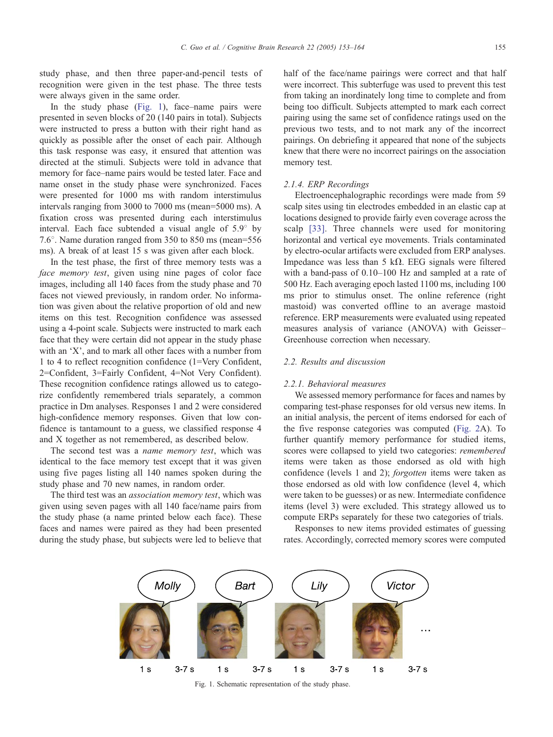study phase, and then three paper-and-pencil tests of recognition were given in the test phase. The three tests were always given in the same order.

In the study phase (Fig. 1), face–name pairs were presented in seven blocks of 20 (140 pairs in total). Subjects were instructed to press a button with their right hand as quickly as possible after the onset of each pair. Although this task response was easy, it ensured that attention was directed at the stimuli. Subjects were told in advance that memory for face–name pairs would be tested later. Face and name onset in the study phase were synchronized. Faces were presented for 1000 ms with random interstimulus intervals ranging from 3000 to 7000 ms (mean=5000 ms). A fixation cross was presented during each interstimulus interval. Each face subtended a visual angle of 5.9° by 7.6°. Name duration ranged from 350 to 850 ms (mean=556 ms). A break of at least 15 s was given after each block.

In the test phase, the first of three memory tests was a *face memory test*, given using nine pages of color face images, including all 140 faces from the study phase and 70 faces not viewed previously, in random order. No information was given about the relative proportion of old and new items on this test. Recognition confidence was assessed using a 4-point scale. Subjects were instructed to mark each face that they were certain did not appear in the study phase with an 'X', and to mark all other faces with a number from 1 to 4 to reflect recognition confidence (1=Very Confident, 2=Confident, 3=Fairly Confident, 4=Not Very Confident). These recognition confidence ratings allowed us to categorize confidently remembered trials separately, a common practice in Dm analyses. Responses 1 and 2 were considered high-confidence memory responses. Given that low confidence is tantamount to a guess, we classified response 4 and X together as not remembered, as described below.

The second test was a *name memory test*, which was identical to the face memory test except that it was given using five pages listing all 140 names spoken during the study phase and 70 new names, in random order.

The third test was an *association memory test*, which was given using seven pages with all 140 face/name pairs from the study phase (a name printed below each face). These faces and names were paired as they had been presented during the study phase, but subjects were led to believe that half of the face/name pairings were correct and that half were incorrect. This subterfuge was used to prevent this test from taking an inordinately long time to complete and from being too difficult. Subjects attempted to mark each correct pairing using the same set of confidence ratings used on the previous two tests, and to not mark any of the incorrect pairings. On debriefing it appeared that none of the subjects knew that there were no incorrect pairings on the association memory test.

#### 2.1.4. ERP Recordings

Electroencephalographic recordings were made from 59 scalp sites using tin electrodes embedded in an elastic cap at locations designed to provide fairly even coverage across the scalp [33]. Three channels were used for monitoring horizontal and vertical eye movements. Trials contaminated by electro-ocular artifacts were excluded from ERP analyses. Impedance was less than 5 kΩ. EEG signals were filtered with a band-pass of 0.10–100 Hz and sampled at a rate of 500 Hz. Each averaging epoch lasted 1100 ms, including 100 ms prior to stimulus onset. The online reference (right mastoid) was converted offline to an average mastoid reference. ERP measurements were evaluated using repeated measures analysis of variance (ANOVA) with Geisser–Greenhouse correction when necessary.

### 2.2. Results and discussion

#### 2.2.1. Behavioral measures

We assessed memory performance for faces and names by comparing test-phase responses for old versus new items. In an initial analysis, the percent of items endorsed for each of the five response categories was computed (Fig. 2A). To further quantify memory performance for studied items, scores were collapsed to yield two categories: *remembered* items were taken as those endorsed as old with high confidence (levels 1 and 2); *forgotten* items were taken as those endorsed as old with low confidence (level 4, which were taken to be guesses) or as new. Intermediate confidence items (level 3) were excluded. This strategy allowed us to compute ERPs separately for these two categories of trials.

Responses to new items provided estimates of guessing rates. Accordingly, corrected memory scores were computed

Fig. 1. Schematic representation of the study phase.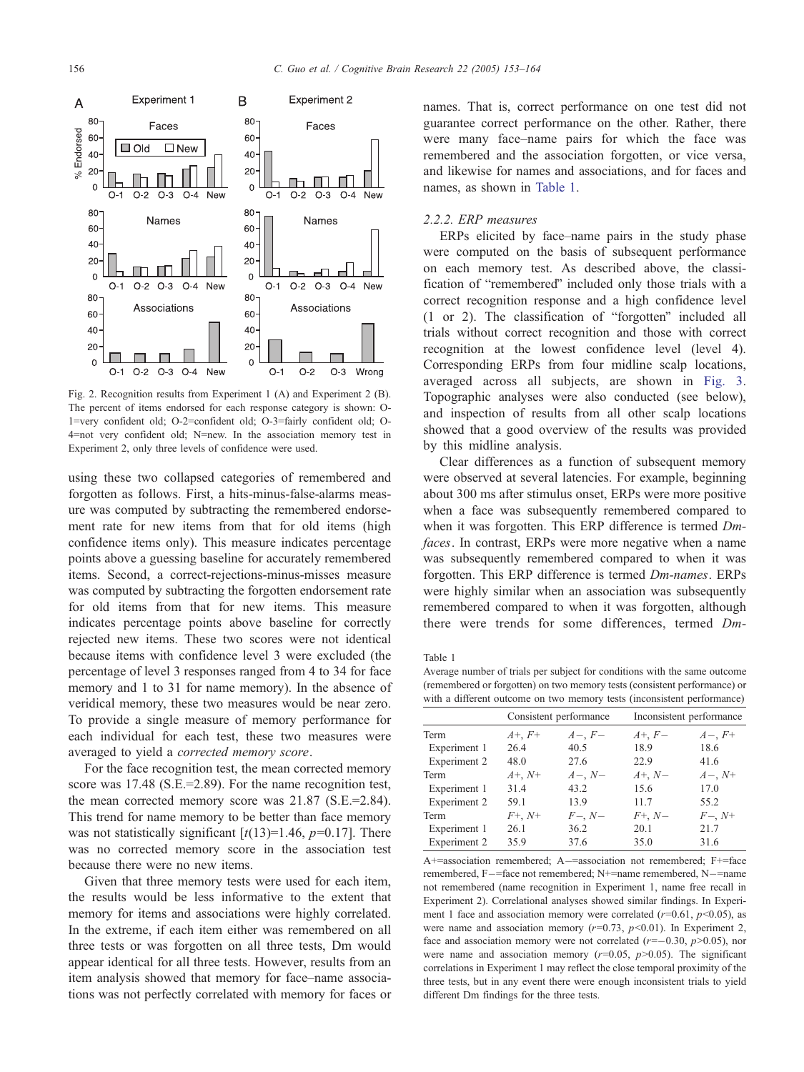Fig. 2. Recognition results from Experiment 1 (A) and Experiment 2 (B). The percent of items endorsed for each response category is shown: O-1=very confident old; O-2=confident old; O-3=fairly confident old; O-4=not very confident old; N=new. In the association memory test in Experiment 2, only three levels of confidence were used.

using these two collapsed categories of remembered and forgotten as follows. First, a hits-minus-false-alarms measure was computed by subtracting the remembered endorsement rate for new items from that for old items (high confidence items only). This measure indicates percentage points above a guessing baseline for accurately remembered items. Second, a correct-rejections-minus-misses measure was computed by subtracting the forgotten endorsement rate for old items from that for new items. This measure indicates percentage points above baseline for correctly rejected new items. These two scores were not identical because items with confidence level 3 were excluded (the percentage of level 3 responses ranged from 4 to 34 for face memory and 1 to 31 for name memory). In the absence of veridical memory, these two measures would be near zero. To provide a single measure of memory performance for each individual for each test, these two measures were averaged to yield a *corrected memory score*.

For the face recognition test, the mean corrected memory score was 17.48 (S.E.=2.89). For the name recognition test, the mean corrected memory score was 21.87 (S.E.=2.84). This trend for name memory to be better than face memory was not statistically significant [$t(13)=1.46$, $p=0.17$]. There was no corrected memory score in the association test because there were no new items.

Given that three memory tests were used for each item, the results would be less informative to the extent that memory for items and associations were highly correlated. In the extreme, if each item either was remembered on all three tests or was forgotten on all three tests, Dm would appear identical for all three tests. However, results from an item analysis showed that memory for face–name associations was not perfectly correlated with memory for faces or names. That is, correct performance on one test did not guarantee correct performance on the other. Rather, there were many face–name pairs for which the face was remembered and the association forgotten, or vice versa, and likewise for names and associations, and for faces and names, as shown in Table 1.

### 2.2.2. ERP measures

ERPs elicited by face–name pairs in the study phase were computed on the basis of subsequent performance on each memory test. As described above, the classification of "remembered" included only those trials with a correct recognition response and a high confidence level (1 or 2). The classification of "forgotten" included all trials without correct recognition and those with correct recognition at the lowest confidence level (level 4). Corresponding ERPs from four midline scalp locations, averaged across all subjects, are shown in Fig. 3. Topographic analyses were also conducted (see below), and inspection of results from all other scalp locations showed that a good overview of the results was provided by this midline analysis.

Clear differences as a function of subsequent memory were observed at several latencies. For example, beginning about 300 ms after stimulus onset, ERPs were more positive when a face was subsequently remembered compared to when it was forgotten. This ERP difference is termed *Dm-faces*. In contrast, ERPs were more negative when a name was subsequently remembered compared to when it was forgotten. This ERP difference is termed *Dm-names*. ERPs were highly similar when an association was subsequently remembered compared to when it was forgotten, although there were trends for some differences, termed *Dm-*

Table 1
Average number of trials per subject for conditions with the same outcome (remembered or forgotten) on two memory tests (consistent performance) or with a different outcome on two memory tests (inconsistent performance)

| | Consistent performance | | Inconsistent performance | |
|---|---|---|---|---|
| Term | *A*+, *F*+ | *A*−, *F*− | *A*+, *F*− | *A*−, *F*+ |
| Experiment 1 | 26.4 | 40.5 | 18.9 | 18.6 |
| Experiment 2 | 48.0 | 27.6 | 22.9 | 41.6 |
| Term | *A*+, *N*+ | *A*−, *N*− | *A*+, *N*− | *A*−, *N*+ |
| Experiment 1 | 31.4 | 43.2 | 15.6 | 17.0 |
| Experiment 2 | 59.1 | 13.9 | 11.7 | 55.2 |
| Term | *F*+, *N*+ | *F*−, *N*− | *F*+, *N*− | *F*−, *N*+ |
| Experiment 1 | 26.1 | 36.2 | 20.1 | 21.7 |
| Experiment 2 | 35.9 | 37.6 | 35.0 | 31.6 |

A+=association remembered; A−=association not remembered; F+=face remembered, F−=face not remembered; N+=name remembered, N−=name not remembered (name recognition in Experiment 1, name free recall in Experiment 2). Correlational analyses showed similar findings. In Experiment 1 face and association memory were correlated ($r=0.61$, $p<0.05$), as were name and association memory ($r=0.73$, $p<0.01$). In Experiment 2, face and association memory were not correlated ($r=-0.30$, $p>0.05$), nor were name and association memory ($r=0.05$, $p>0.05$). The significant correlations in Experiment 1 may reflect the close temporal proximity of the three tests, but in any event there were enough inconsistent trials to yield different Dm findings for the three tests.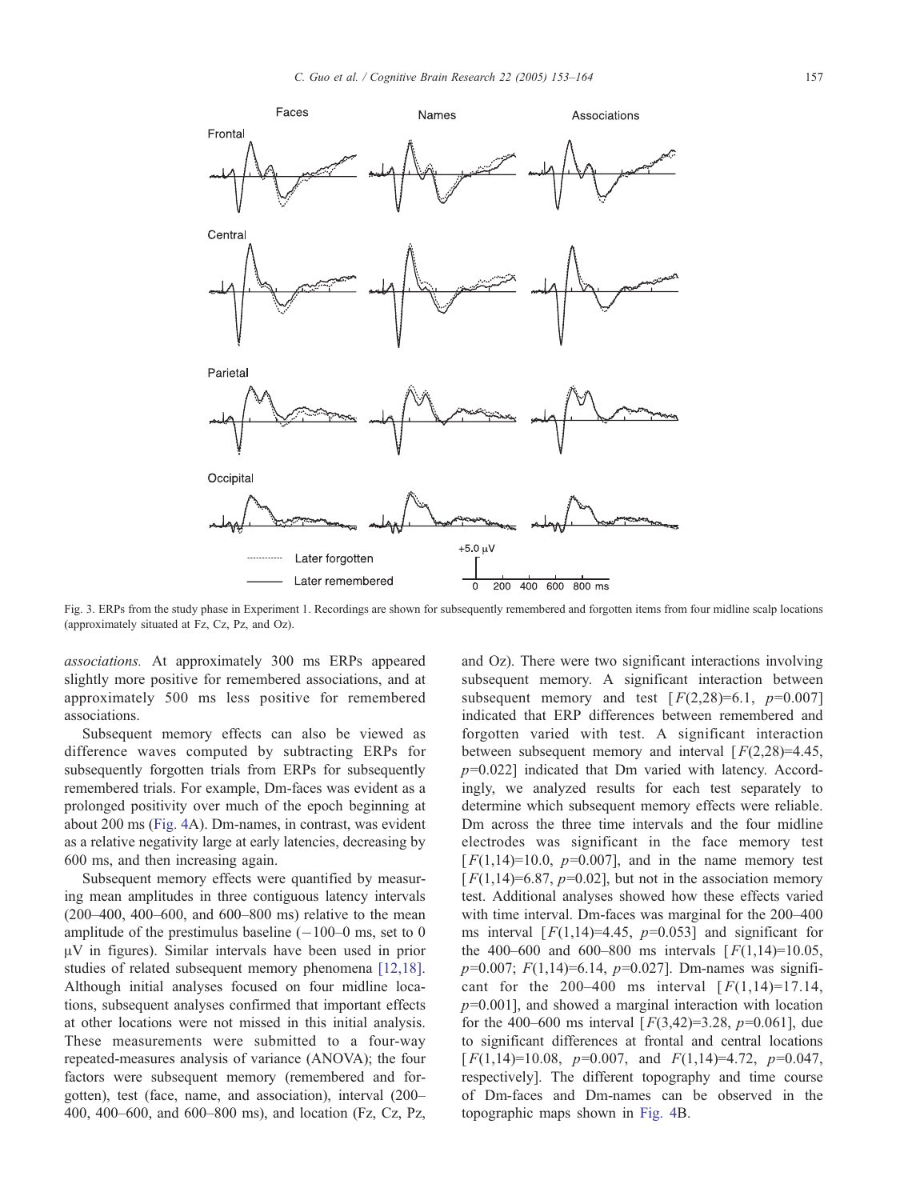Fig. 3. ERPs from the study phase in Experiment 1. Recordings are shown for subsequently remembered and forgotten items from four midline scalp locations (approximately situated at Fz, Cz, Pz, and Oz).

*associations.* At approximately 300 ms ERPs appeared slightly more positive for remembered associations, and at approximately 500 ms less positive for remembered associations.

Subsequent memory effects can also be viewed as difference waves computed by subtracting ERPs for subsequently forgotten trials from ERPs for subsequently remembered trials. For example, Dm-faces was evident as a prolonged positivity over much of the epoch beginning at about 200 ms (Fig. 4A). Dm-names, in contrast, was evident as a relative negativity large at early latencies, decreasing by 600 ms, and then increasing again.

Subsequent memory effects were quantified by measuring mean amplitudes in three contiguous latency intervals (200–400, 400–600, and 600–800 ms) relative to the mean amplitude of the prestimulus baseline (−100–0 ms, set to 0 μV in figures). Similar intervals have been used in prior studies of related subsequent memory phenomena [12,18]. Although initial analyses focused on four midline locations, subsequent analyses confirmed that important effects at other locations were not missed in this initial analysis. These measurements were submitted to a four-way repeated-measures analysis of variance (ANOVA); the four factors were subsequent memory (remembered and forgotten), test (face, name, and association), interval (200–400, 400–600, and 600–800 ms), and location (Fz, Cz, Pz, and Oz). There were two significant interactions involving subsequent memory. A significant interaction between subsequent memory and test [$F(2,28)=6.1$, $p=0.007$] indicated that ERP differences between remembered and forgotten varied with test. A significant interaction between subsequent memory and interval [$F(2,28)=4.45$, $p=0.022$] indicated that Dm varied with latency. Accordingly, we analyzed results for each test separately to determine which subsequent memory effects were reliable. Dm across the three time intervals and the four midline electrodes was significant in the face memory test [$F(1,14)=10.0$, $p=0.007$], and in the name memory test [$F(1,14)=6.87$, $p=0.02$], but not in the association memory test. Additional analyses showed how these effects varied with time interval. Dm-faces was marginal for the 200–400 ms interval [$F(1,14)=4.45$, $p=0.053$] and significant for the 400–600 and 600–800 ms intervals [$F(1,14)=10.05$, $p=0.007$; $F(1,14)=6.14$, $p=0.027$]. Dm-names was significant for the 200–400 ms interval [$F(1,14)=17.14$, $p=0.001$], and showed a marginal interaction with location for the 400–600 ms interval [$F(3,42)=3.28$, $p=0.061$], due to significant differences at frontal and central locations [$F(1,14)=10.08$, $p=0.007$, and $F(1,14)=4.72$, $p=0.047$, respectively]. The different topography and time course of Dm-faces and Dm-names can be observed in the topographic maps shown in Fig. 4B.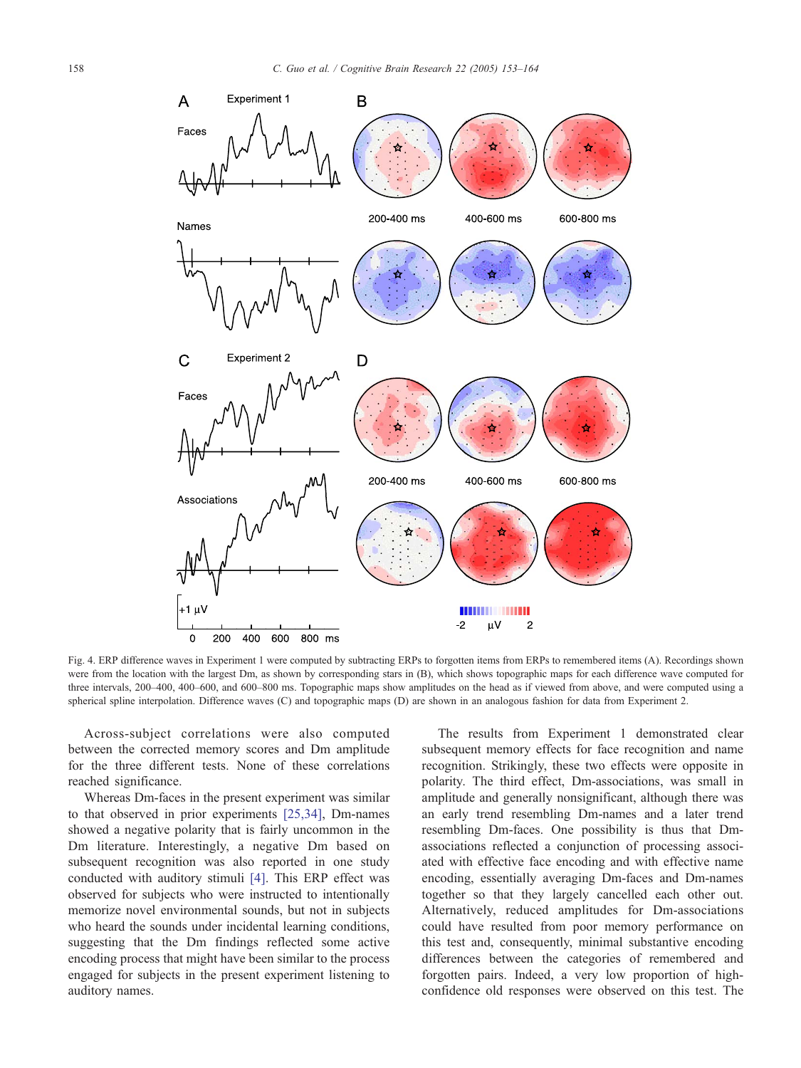Fig. 4. ERP difference waves in Experiment 1 were computed by subtracting ERPs to forgotten items from ERPs to remembered items (A). Recordings shown were from the location with the largest Dm, as shown by corresponding stars in (B), which shows topographic maps for each difference wave computed for three intervals, 200–400, 400–600, and 600–800 ms. Topographic maps show amplitudes on the head as if viewed from above, and were computed using a spherical spline interpolation. Difference waves (C) and topographic maps (D) are shown in an analogous fashion for data from Experiment 2.

Across-subject correlations were also computed between the corrected memory scores and Dm amplitude for the three different tests. None of these correlations reached significance.

Whereas Dm-faces in the present experiment was similar to that observed in prior experiments [25,34], Dm-names showed a negative polarity that is fairly uncommon in the Dm literature. Interestingly, a negative Dm based on subsequent recognition was also reported in one study conducted with auditory stimuli [4]. This ERP effect was observed for subjects who were instructed to intentionally memorize novel environmental sounds, but not in subjects who heard the sounds under incidental learning conditions, suggesting that the Dm findings reflected some active encoding process that might have been similar to the process engaged for subjects in the present experiment listening to auditory names.

The results from Experiment 1 demonstrated clear subsequent memory effects for face recognition and name recognition. Strikingly, these two effects were opposite in polarity. The third effect, Dm-associations, was small in amplitude and generally nonsignificant, although there was an early trend resembling Dm-names and a later trend resembling Dm-faces. One possibility is thus that Dm-associations reflected a conjunction of processing associated with effective face encoding and with effective name encoding, essentially averaging Dm-faces and Dm-names together so that they largely cancelled each other out. Alternatively, reduced amplitudes for Dm-associations could have resulted from poor memory performance on this test and, consequently, minimal substantive encoding differences between the categories of remembered and forgotten pairs. Indeed, a very low proportion of high-confidence old responses were observed on this test. The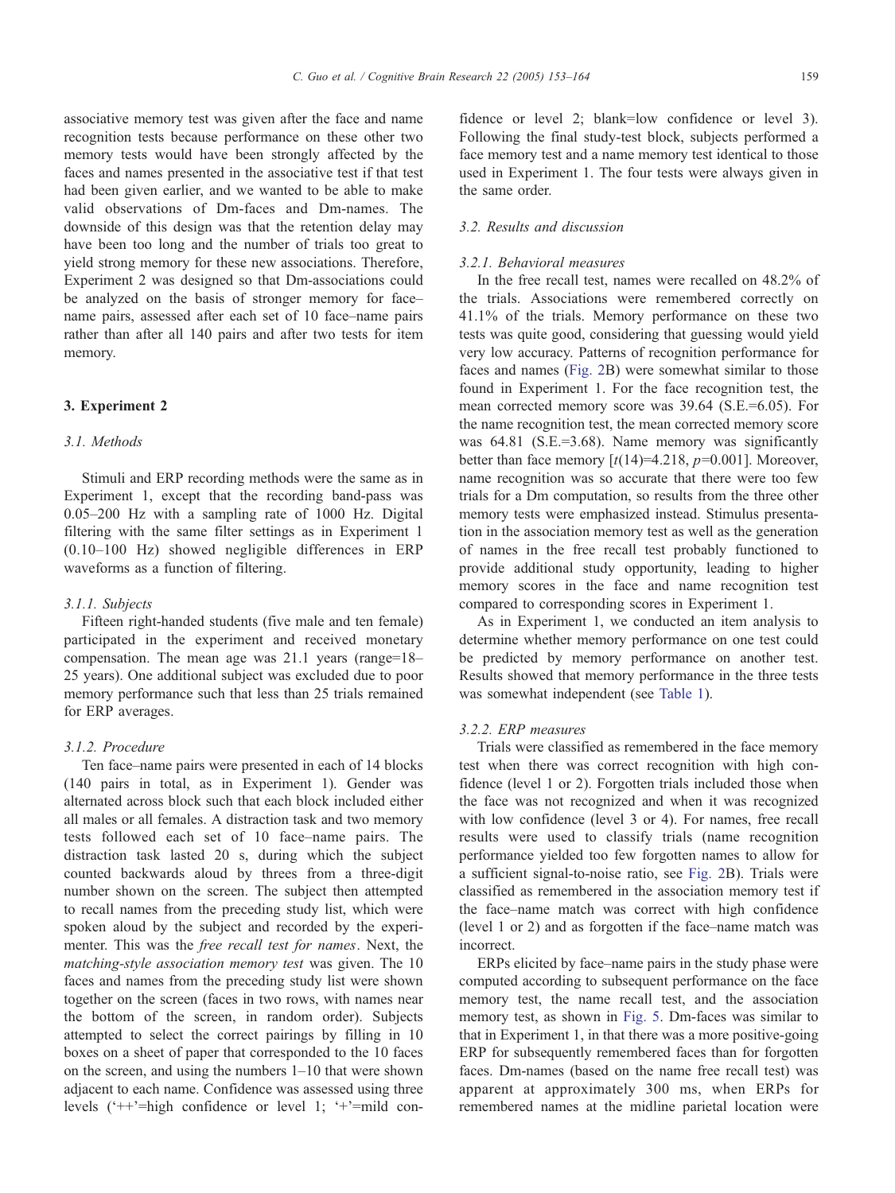associative memory test was given after the face and name recognition tests because performance on these other two memory tests would have been strongly affected by the faces and names presented in the associative test if that test had been given earlier, and we wanted to be able to make valid observations of Dm-faces and Dm-names. The downside of this design was that the retention delay may have been too long and the number of trials too great to yield strong memory for these new associations. Therefore, Experiment 2 was designed so that Dm-associations could be analyzed on the basis of stronger memory for face–name pairs, assessed after each set of 10 face–name pairs rather than after all 140 pairs and after two tests for item memory.

## 3. Experiment 2

### 3.1. Methods

Stimuli and ERP recording methods were the same as in Experiment 1, except that the recording band-pass was 0.05–200 Hz with a sampling rate of 1000 Hz. Digital filtering with the same filter settings as in Experiment 1 (0.10–100 Hz) showed negligible differences in ERP waveforms as a function of filtering.

#### 3.1.1. Subjects

Fifteen right-handed students (five male and ten female) participated in the experiment and received monetary compensation. The mean age was 21.1 years (range=18–25 years). One additional subject was excluded due to poor memory performance such that less than 25 trials remained for ERP averages.

#### 3.1.2. Procedure

Ten face–name pairs were presented in each of 14 blocks (140 pairs in total, as in Experiment 1). Gender was alternated across block such that each block included either all males or all females. A distraction task and two memory tests followed each set of 10 face–name pairs. The distraction task lasted 20 s, during which the subject counted backwards aloud by threes from a three-digit number shown on the screen. The subject then attempted to recall names from the preceding study list, which were spoken aloud by the subject and recorded by the experimenter. This was the *free recall test for names*. Next, the *matching-style association memory test* was given. The 10 faces and names from the preceding study list were shown together on the screen (faces in two rows, with names near the bottom of the screen, in random order). Subjects attempted to select the correct pairings by filling in 10 boxes on a sheet of paper that corresponded to the 10 faces on the screen, and using the numbers 1–10 that were shown adjacent to each name. Confidence was assessed using three levels ('++'=high confidence or level 1; '+'=mild confidence or level 2; blank=low confidence or level 3). Following the final study-test block, subjects performed a face memory test and a name memory test identical to those used in Experiment 1. The four tests were always given in the same order.

### 3.2. Results and discussion

#### 3.2.1. Behavioral measures

In the free recall test, names were recalled on 48.2% of the trials. Associations were remembered correctly on 41.1% of the trials. Memory performance on these two tests was quite good, considering that guessing would yield very low accuracy. Patterns of recognition performance for faces and names (Fig. 2B) were somewhat similar to those found in Experiment 1. For the face recognition test, the mean corrected memory score was 39.64 (S.E.=6.05). For the name recognition test, the mean corrected memory score was 64.81 (S.E.=3.68). Name memory was significantly better than face memory [$t(14)=4.218$, $p=0.001$]. Moreover, name recognition was so accurate that there were too few trials for a Dm computation, so results from the three other memory tests were emphasized instead. Stimulus presentation in the association memory test as well as the generation of names in the free recall test probably functioned to provide additional study opportunity, leading to higher memory scores in the face and name recognition test compared to corresponding scores in Experiment 1.

As in Experiment 1, we conducted an item analysis to determine whether memory performance on one test could be predicted by memory performance on another test. Results showed that memory performance in the three tests was somewhat independent (see Table 1).

#### 3.2.2. ERP measures

Trials were classified as remembered in the face memory test when there was correct recognition with high confidence (level 1 or 2). Forgotten trials included those when the face was not recognized and when it was recognized with low confidence (level 3 or 4). For names, free recall results were used to classify trials (name recognition performance yielded too few forgotten names to allow for a sufficient signal-to-noise ratio, see Fig. 2B). Trials were classified as remembered in the association memory test if the face–name match was correct with high confidence (level 1 or 2) and as forgotten if the face–name match was incorrect.

ERPs elicited by face–name pairs in the study phase were computed according to subsequent performance on the face memory test, the name recall test, and the association memory test, as shown in Fig. 5. Dm-faces was similar to that in Experiment 1, in that there was a more positive-going ERP for subsequently remembered faces than for forgotten faces. Dm-names (based on the name free recall test) was apparent at approximately 300 ms, when ERPs for remembered names at the midline parietal location were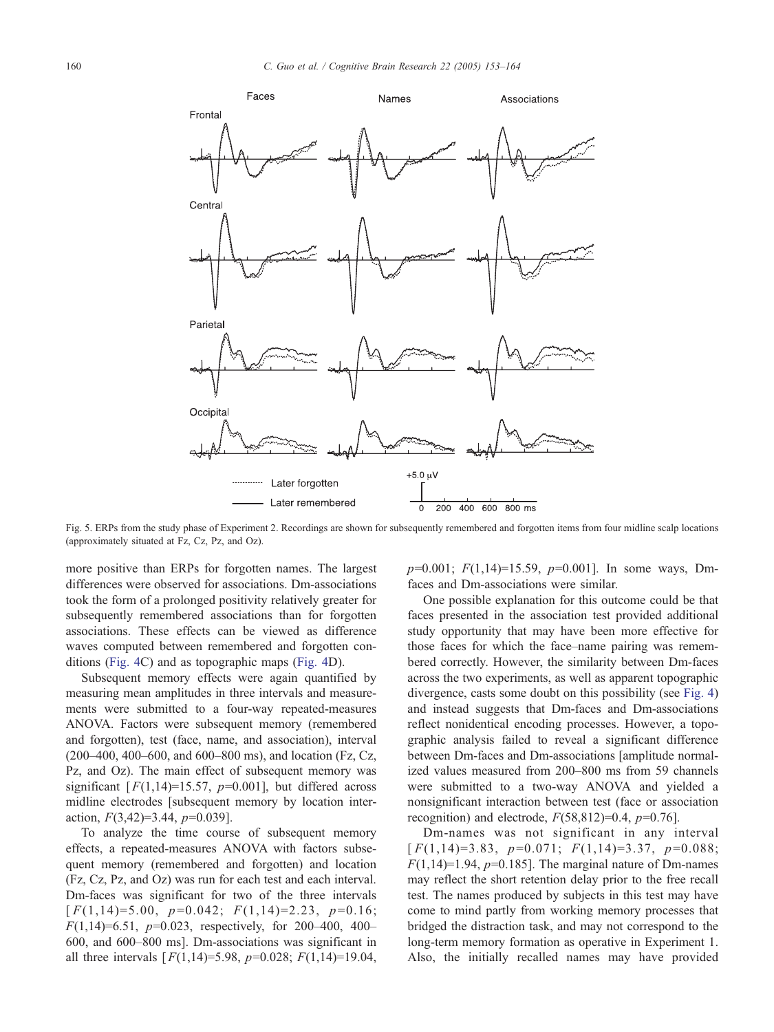Fig. 5. ERPs from the study phase of Experiment 2. Recordings are shown for subsequently remembered and forgotten items from four midline scalp locations (approximately situated at Fz, Cz, Pz, and Oz).

more positive than ERPs for forgotten names. The largest differences were observed for associations. Dm-associations took the form of a prolonged positivity relatively greater for subsequently remembered associations than for forgotten associations. These effects can be viewed as difference waves computed between remembered and forgotten conditions (Fig. 4C) and as topographic maps (Fig. 4D).

Subsequent memory effects were again quantified by measuring mean amplitudes in three intervals and measurements were submitted to a four-way repeated-measures ANOVA. Factors were subsequent memory (remembered and forgotten), test (face, name, and association), interval (200–400, 400–600, and 600–800 ms), and location (Fz, Cz, Pz, and Oz). The main effect of subsequent memory was significant [$F(1,14)=15.57$, $p=0.001$], but differed across midline electrodes [subsequent memory by location interaction, $F(3,42)=3.44$, $p=0.039$].

To analyze the time course of subsequent memory effects, a repeated-measures ANOVA with factors subsequent memory (remembered and forgotten) and location (Fz, Cz, Pz, and Oz) was run for each test and each interval. Dm-faces was significant for two of the three intervals [$F(1,14)=5.00$, $p=0.042$; $F(1,14)=2.23$, $p=0.16$; $F(1,14)=6.51$, $p=0.023$, respectively, for 200–400, 400–600, and 600–800 ms]. Dm-associations was significant in all three intervals [$F(1,14)=5.98$, $p=0.028$; $F(1,14)=19.04$, $p=0.001$; $F(1,14)=15.59$, $p=0.001$]. In some ways, Dm-faces and Dm-associations were similar.

One possible explanation for this outcome could be that faces presented in the association test provided additional study opportunity that may have been more effective for those faces for which the face–name pairing was remembered correctly. However, the similarity between Dm-faces across the two experiments, as well as apparent topographic divergence, casts some doubt on this possibility (see Fig. 4) and instead suggests that Dm-faces and Dm-associations reflect nonidentical encoding processes. However, a topographic analysis failed to reveal a significant difference between Dm-faces and Dm-associations [amplitude normalized values measured from 200–800 ms from 59 channels were submitted to a two-way ANOVA and yielded a nonsignificant interaction between test (face or association recognition) and electrode, $F(58,812)=0.4$, $p=0.76$].

Dm-names was not significant in any interval [$F(1,14)=3.83$, $p=0.071$; $F(1,14)=3.37$, $p=0.088$; $F(1,14)=1.94$, $p=0.185$]. The marginal nature of Dm-names may reflect the short retention delay prior to the free recall test. The names produced by subjects in this test may have come to mind partly from working memory processes that bridged the distraction task, and may not correspond to the long-term memory formation as operative in Experiment 1. Also, the initially recalled names may have provided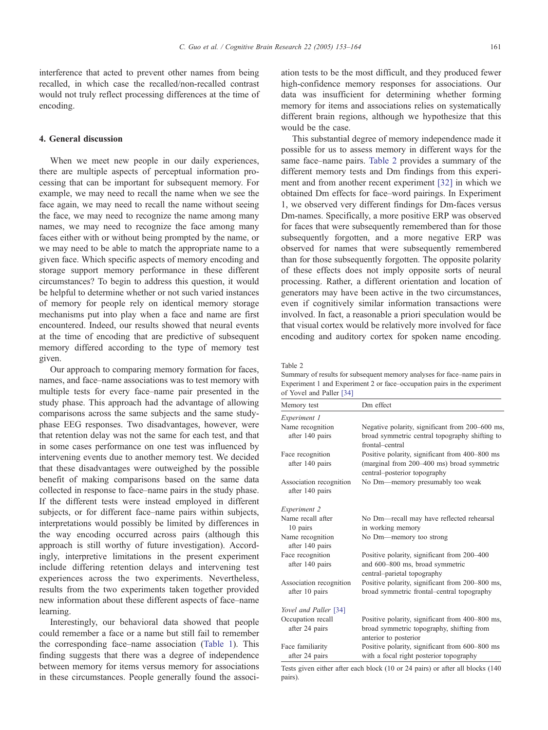interference that acted to prevent other names from being recalled, in which case the recalled/non-recalled contrast would not truly reflect processing differences at the time of encoding.

## 4. General discussion

When we meet new people in our daily experiences, there are multiple aspects of perceptual information processing that can be important for subsequent memory. For example, we may need to recall the name when we see the face again, we may need to recall the name without seeing the face, we may need to recognize the name among many names, we may need to recognize the face among many faces either with or without being prompted by the name, or we may need to be able to match the appropriate name to a given face. Which specific aspects of memory encoding and storage support memory performance in these different circumstances? To begin to address this question, it would be helpful to determine whether or not such varied instances of memory for people rely on identical memory storage mechanisms put into play when a face and name are first encountered. Indeed, our results showed that neural events at the time of encoding that are predictive of subsequent memory differed according to the type of memory test given.

Our approach to comparing memory formation for faces, names, and face–name associations was to test memory with multiple tests for every face–name pair presented in the study phase. This approach had the advantage of allowing comparisons across the same subjects and the same study-phase EEG responses. Two disadvantages, however, were that retention delay was not the same for each test, and that in some cases performance on one test was influenced by intervening events due to another memory test. We decided that these disadvantages were outweighed by the possible benefit of making comparisons based on the same data collected in response to face–name pairs in the study phase. If the different tests were instead employed in different subjects, or for different face–name pairs within subjects, interpretations would possibly be limited by differences in the way encoding occurred across pairs (although this approach is still worthy of future investigation). Accordingly, interpretive limitations in the present experiment include differing retention delays and intervening test experiences across the two experiments. Nevertheless, results from the two experiments taken together provided new information about these different aspects of face–name learning.

Interestingly, our behavioral data showed that people could remember a face or a name but still fail to remember the corresponding face–name association (Table 1). This finding suggests that there was a degree of independence between memory for items versus memory for associations in these circumstances. People generally found the association tests to be the most difficult, and they produced fewer high-confidence memory responses for associations. Our data was insufficient for determining whether forming memory for items and associations relies on systematically different brain regions, although we hypothesize that this would be the case.

This substantial degree of memory independence made it possible for us to assess memory in different ways for the same face–name pairs. Table 2 provides a summary of the different memory tests and Dm findings from this experiment and from another recent experiment [32] in which we obtained Dm effects for face–word pairings. In Experiment 1, we observed very different findings for Dm-faces versus Dm-names. Specifically, a more positive ERP was observed for faces that were subsequently remembered than for those subsequently forgotten, and a more negative ERP was observed for names that were subsequently remembered than for those subsequently forgotten. The opposite polarity of these effects does not imply opposite sorts of neural processing. Rather, a different orientation and location of generators may have been active in the two circumstances, even if cognitively similar information transactions were involved. In fact, a reasonable a priori speculation would be that visual cortex would be relatively more involved for face encoding and auditory cortex for spoken name encoding.

Table 2
Summary of results for subsequent memory analyses for face–name pairs in Experiment 1 and Experiment 2 or face–occupation pairs in the experiment of Yovel and Paller [34]

| Memory test | Dm effect |
|---|---|
| *Experiment 1* | |
| Name recognition after 140 pairs | Negative polarity, significant from 200–600 ms, broad symmetric central topography shifting to frontal–central |
| Face recognition after 140 pairs | Positive polarity, significant from 400–800 ms (marginal from 200–400 ms) broad symmetric central–posterior topography |
| Association recognition after 140 pairs | No Dm—memory presumably too weak |
| *Experiment 2* | |
| Name recall after 10 pairs | No Dm—recall may have reflected rehearsal in working memory |
| Name recognition after 140 pairs | No Dm—memory too strong |
| Face recognition after 140 pairs | Positive polarity, significant from 200–400 and 600–800 ms, broad symmetric central–parietal topography |
| Association recognition after 10 pairs | Positive polarity, significant from 200–800 ms, broad symmetric frontal–central topography |
| *Yovel and Paller [34]* | |
| Occupation recall after 24 pairs | Positive polarity, significant from 400–800 ms, broad symmetric topography, shifting from anterior to posterior |
| Face familiarity after 24 pairs | Positive polarity, significant from 600–800 ms with a focal right posterior topography |

Tests given either after each block (10 or 24 pairs) or after all blocks (140 pairs).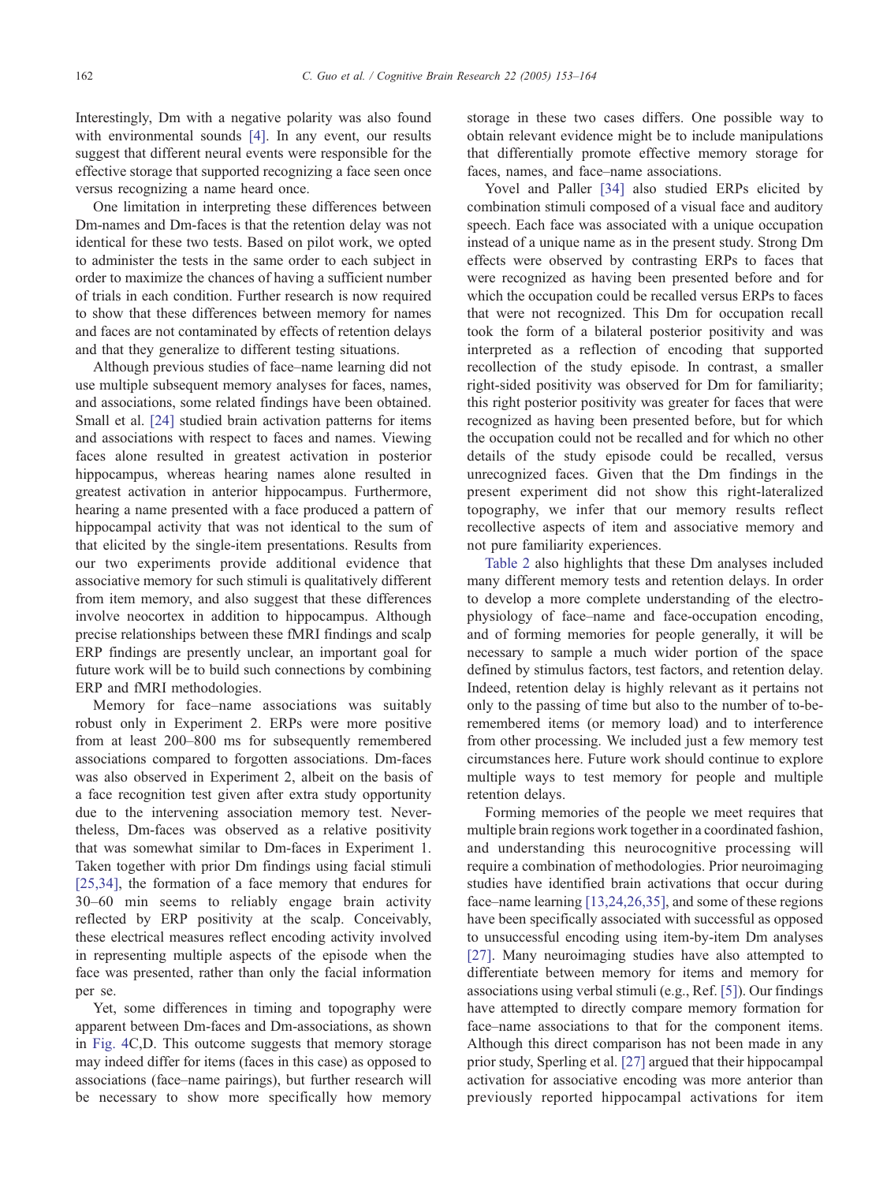Interestingly, Dm with a negative polarity was also found with environmental sounds [4]. In any event, our results suggest that different neural events were responsible for the effective storage that supported recognizing a face seen once versus recognizing a name heard once.

One limitation in interpreting these differences between Dm-names and Dm-faces is that the retention delay was not identical for these two tests. Based on pilot work, we opted to administer the tests in the same order to each subject in order to maximize the chances of having a sufficient number of trials in each condition. Further research is now required to show that these differences between memory for names and faces are not contaminated by effects of retention delays and that they generalize to different testing situations.

Although previous studies of face–name learning did not use multiple subsequent memory analyses for faces, names, and associations, some related findings have been obtained. Small et al. [24] studied brain activation patterns for items and associations with respect to faces and names. Viewing faces alone resulted in greatest activation in posterior hippocampus, whereas hearing names alone resulted in greatest activation in anterior hippocampus. Furthermore, hearing a name presented with a face produced a pattern of hippocampal activity that was not identical to the sum of that elicited by the single-item presentations. Results from our two experiments provide additional evidence that associative memory for such stimuli is qualitatively different from item memory, and also suggest that these differences involve neocortex in addition to hippocampus. Although precise relationships between these fMRI findings and scalp ERP findings are presently unclear, an important goal for future work will be to build such connections by combining ERP and fMRI methodologies.

Memory for face–name associations was suitably robust only in Experiment 2. ERPs were more positive from at least 200–800 ms for subsequently remembered associations compared to forgotten associations. Dm-faces was also observed in Experiment 2, albeit on the basis of a face recognition test given after extra study opportunity due to the intervening association memory test. Nevertheless, Dm-faces was observed as a relative positivity that was somewhat similar to Dm-faces in Experiment 1. Taken together with prior Dm findings using facial stimuli [25,34], the formation of a face memory that endures for 30–60 min seems to reliably engage brain activity reflected by ERP positivity at the scalp. Conceivably, these electrical measures reflect encoding activity involved in representing multiple aspects of the episode when the face was presented, rather than only the facial information per se.

Yet, some differences in timing and topography were apparent between Dm-faces and Dm-associations, as shown in Fig. 4C,D. This outcome suggests that memory storage may indeed differ for items (faces in this case) as opposed to associations (face–name pairings), but further research will be necessary to show more specifically how memory storage in these two cases differs. One possible way to obtain relevant evidence might be to include manipulations that differentially promote effective memory storage for faces, names, and face–name associations.

Yovel and Paller [34] also studied ERPs elicited by combination stimuli composed of a visual face and auditory speech. Each face was associated with a unique occupation instead of a unique name as in the present study. Strong Dm effects were observed by contrasting ERPs to faces that were recognized as having been presented before and for which the occupation could be recalled versus ERPs to faces that were not recognized. This Dm for occupation recall took the form of a bilateral posterior positivity and was interpreted as a reflection of encoding that supported recollection of the study episode. In contrast, a smaller right-sided positivity was observed for Dm for familiarity; this right posterior positivity was greater for faces that were recognized as having been presented before, but for which the occupation could not be recalled and for which no other details of the study episode could be recalled, versus unrecognized faces. Given that the Dm findings in the present experiment did not show this right-lateralized topography, we infer that our memory results reflect recollective aspects of item and associative memory and not pure familiarity experiences.

Table 2 also highlights that these Dm analyses included many different memory tests and retention delays. In order to develop a more complete understanding of the electrophysiology of face–name and face-occupation encoding, and of forming memories for people generally, it will be necessary to sample a much wider portion of the space defined by stimulus factors, test factors, and retention delay. Indeed, retention delay is highly relevant as it pertains not only to the passing of time but also to the number of to-be-remembered items (or memory load) and to interference from other processing. We included just a few memory test circumstances here. Future work should continue to explore multiple ways to test memory for people and multiple retention delays.

Forming memories of the people we meet requires that multiple brain regions work together in a coordinated fashion, and understanding this neurocognitive processing will require a combination of methodologies. Prior neuroimaging studies have identified brain activations that occur during face–name learning [13,24,26,35], and some of these regions have been specifically associated with successful as opposed to unsuccessful encoding using item-by-item Dm analyses [27]. Many neuroimaging studies have also attempted to differentiate between memory for items and memory for associations using verbal stimuli (e.g., Ref. [5]). Our findings have attempted to directly compare memory formation for face–name associations to that for the component items. Although this direct comparison has not been made in any prior study, Sperling et al. [27] argued that their hippocampal activation for associative encoding was more anterior than previously reported hippocampal activations for item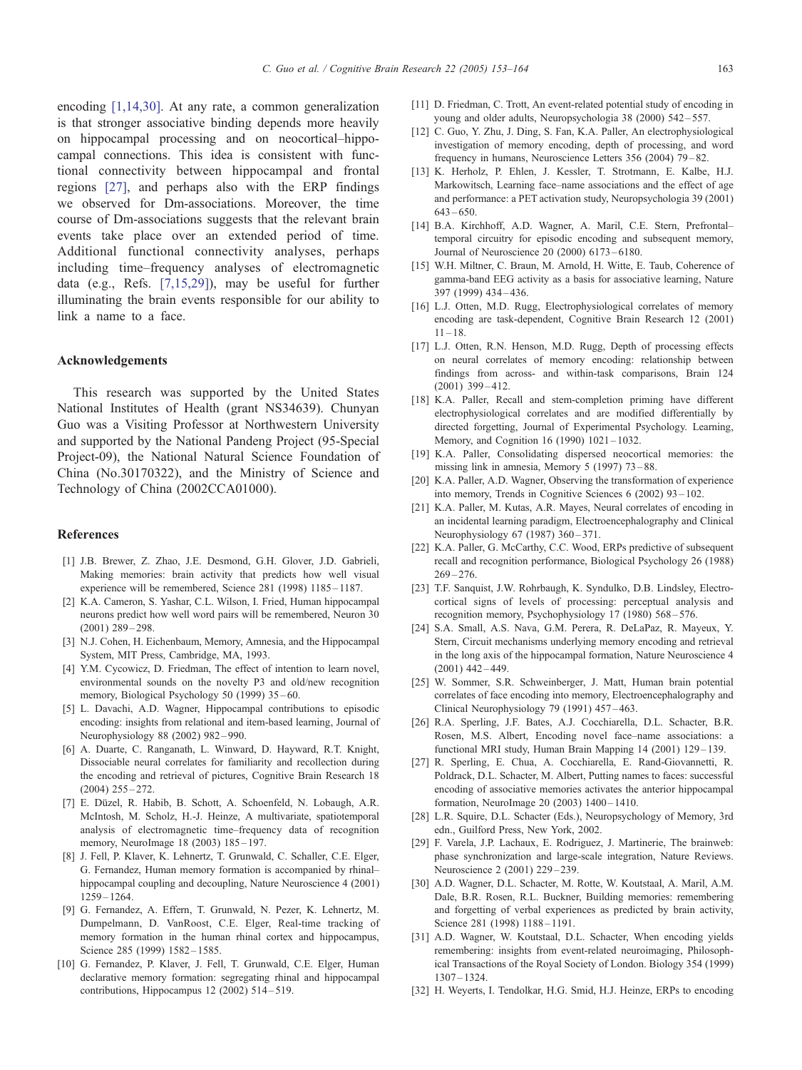encoding [1,14,30]. At any rate, a common generalization is that stronger associative binding depends more heavily on hippocampal processing and on neocortical–hippocampal connections. This idea is consistent with functional connectivity between hippocampal and frontal regions [27], and perhaps also with the ERP findings we observed for Dm-associations. Moreover, the time course of Dm-associations suggests that the relevant brain events take place over an extended period of time. Additional functional connectivity analyses, perhaps including time–frequency analyses of electromagnetic data (e.g., Refs. [7,15,29]), may be useful for further illuminating the brain events responsible for our ability to link a name to a face.

## Acknowledgements

This research was supported by the United States National Institutes of Health (grant NS34639). Chunyan Guo was a Visiting Professor at Northwestern University and supported by the National Pandeng Project (95-Special Project-09), the National Natural Science Foundation of China (No.30170322), and the Ministry of Science and Technology of China (2002CCA01000).

## References

[1] J.B. Brewer, Z. Zhao, J.E. Desmond, G.H. Glover, J.D. Gabrieli, Making memories: brain activity that predicts how well visual experience will be remembered, Science 281 (1998) 1185–1187.

[2] K.A. Cameron, S. Yashar, C.L. Wilson, I. Fried, Human hippocampal neurons predict how well word pairs will be remembered, Neuron 30 (2001) 289–298.

[3] N.J. Cohen, H. Eichenbaum, Memory, Amnesia, and the Hippocampal System, MIT Press, Cambridge, MA, 1993.

[4] Y.M. Cycowicz, D. Friedman, The effect of intention to learn novel, environmental sounds on the novelty P3 and old/new recognition memory, Biological Psychology 50 (1999) 35–60.

[5] L. Davachi, A.D. Wagner, Hippocampal contributions to episodic encoding: insights from relational and item-based learning, Journal of Neurophysiology 88 (2002) 982–990.

[6] A. Duarte, C. Ranganath, L. Winward, D. Hayward, R.T. Knight, Dissociable neural correlates for familiarity and recollection during the encoding and retrieval of pictures, Cognitive Brain Research 18 (2004) 255–272.

[7] E. Düzel, R. Habib, B. Schott, A. Schoenfeld, N. Lobaugh, A.R. McIntosh, M. Scholz, H.-J. Heinze, A multivariate, spatiotemporal analysis of electromagnetic time–frequency data of recognition memory, NeuroImage 18 (2003) 185–197.

[8] J. Fell, P. Klaver, K. Lehnertz, T. Grunwald, C. Schaller, C.E. Elger, G. Fernandez, Human memory formation is accompanied by rhinal–hippocampal coupling and decoupling, Nature Neuroscience 4 (2001) 1259–1264.

[9] G. Fernandez, A. Effern, T. Grunwald, N. Pezer, K. Lehnertz, M. Dumpelmann, D. VanRoost, C.E. Elger, Real-time tracking of memory formation in the human rhinal cortex and hippocampus, Science 285 (1999) 1582–1585.

[10] G. Fernandez, P. Klaver, J. Fell, T. Grunwald, C.E. Elger, Human declarative memory formation: segregating rhinal and hippocampal contributions, Hippocampus 12 (2002) 514–519.

[11] D. Friedman, C. Trott, An event-related potential study of encoding in young and older adults, Neuropsychologia 38 (2000) 542–557.

[12] C. Guo, Y. Zhu, J. Ding, S. Fan, K.A. Paller, An electrophysiological investigation of memory encoding, depth of processing, and word frequency in humans, Neuroscience Letters 356 (2004) 79–82.

[13] K. Herholz, P. Ehlen, J. Kessler, T. Strotmann, E. Kalbe, H.J. Markowitsch, Learning face–name associations and the effect of age and performance: a PET activation study, Neuropsychologia 39 (2001) 643–650.

[14] B.A. Kirchhoff, A.D. Wagner, A. Maril, C.E. Stern, Prefrontal–temporal circuitry for episodic encoding and subsequent memory, Journal of Neuroscience 20 (2000) 6173–6180.

[15] W.H. Miltner, C. Braun, M. Arnold, H. Witte, E. Taub, Coherence of gamma-band EEG activity as a basis for associative learning, Nature 397 (1999) 434–436.

[16] L.J. Otten, M.D. Rugg, Electrophysiological correlates of memory encoding are task-dependent, Cognitive Brain Research 12 (2001) 11–18.

[17] L.J. Otten, R.N. Henson, M.D. Rugg, Depth of processing effects on neural correlates of memory encoding: relationship between findings from across- and within-task comparisons, Brain 124 (2001) 399–412.

[18] K.A. Paller, Recall and stem-completion priming have different electrophysiological correlates and are modified differentially by directed forgetting, Journal of Experimental Psychology. Learning, Memory, and Cognition 16 (1990) 1021–1032.

[19] K.A. Paller, Consolidating dispersed neocortical memories: the missing link in amnesia, Memory 5 (1997) 73–88.

[20] K.A. Paller, A.D. Wagner, Observing the transformation of experience into memory, Trends in Cognitive Sciences 6 (2002) 93–102.

[21] K.A. Paller, M. Kutas, A.R. Mayes, Neural correlates of encoding in an incidental learning paradigm, Electroencephalography and Clinical Neurophysiology 67 (1987) 360–371.

[22] K.A. Paller, G. McCarthy, C.C. Wood, ERPs predictive of subsequent recall and recognition performance, Biological Psychology 26 (1988) 269–276.

[23] T.F. Sanquist, J.W. Rohrbaugh, K. Syndulko, D.B. Lindsley, Electrocortical signs of levels of processing: perceptual analysis and recognition memory, Psychophysiology 17 (1980) 568–576.

[24] S.A. Small, A.S. Nava, G.M. Perera, R. DeLaPaz, R. Mayeux, Y. Stern, Circuit mechanisms underlying memory encoding and retrieval in the long axis of the hippocampal formation, Nature Neuroscience 4 (2001) 442–449.

[25] W. Sommer, S.R. Schweinberger, J. Matt, Human brain potential correlates of face encoding into memory, Electroencephalography and Clinical Neurophysiology 79 (1991) 457–463.

[26] R.A. Sperling, J.F. Bates, A.J. Cocchiarella, D.L. Schacter, B.R. Rosen, M.S. Albert, Encoding novel face–name associations: a functional MRI study, Human Brain Mapping 14 (2001) 129–139.

[27] R. Sperling, E. Chua, A. Cocchiarella, E. Rand-Giovannetti, R. Poldrack, D.L. Schacter, M. Albert, Putting names to faces: successful encoding of associative memories activates the anterior hippocampal formation, NeuroImage 20 (2003) 1400–1410.

[28] L.R. Squire, D.L. Schacter (Eds.), Neuropsychology of Memory, 3rd edn., Guilford Press, New York, 2002.

[29] F. Varela, J.P. Lachaux, E. Rodriguez, J. Martinerie, The brainweb: phase synchronization and large-scale integration, Nature Reviews. Neuroscience 2 (2001) 229–239.

[30] A.D. Wagner, D.L. Schacter, M. Rotte, W. Koutstaal, A. Maril, A.M. Dale, B.R. Rosen, R.L. Buckner, Building memories: remembering and forgetting of verbal experiences as predicted by brain activity, Science 281 (1998) 1188–1191.

[31] A.D. Wagner, W. Koutstaal, D.L. Schacter, When encoding yields remembering: insights from event-related neuroimaging, Philosophical Transactions of the Royal Society of London. Biology 354 (1999) 1307–1324.

[32] H. Weyerts, I. Tendolkar, H.G. Smid, H.J. Heinze, ERPs to encoding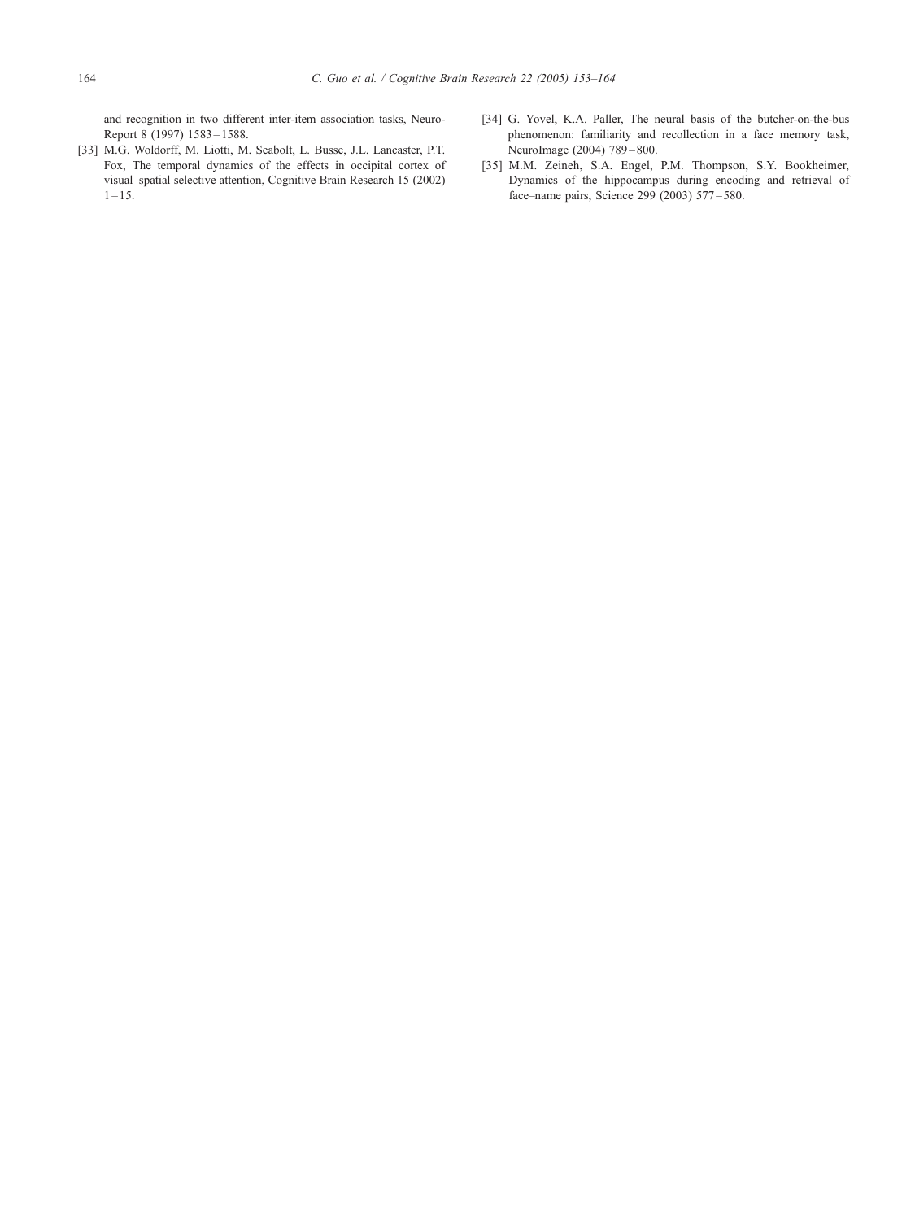and recognition in two different inter-item association tasks, NeuroReport 8 (1997) 1583–1588.

[33] M.G. Woldorff, M. Liotti, M. Seabolt, L. Busse, J.L. Lancaster, P.T. Fox, The temporal dynamics of the effects in occipital cortex of visual–spatial selective attention, Cognitive Brain Research 15 (2002) 1–15.

[34] G. Yovel, K.A. Paller, The neural basis of the butcher-on-the-bus phenomenon: familiarity and recollection in a face memory task, NeuroImage (2004) 789–800.

[35] M.M. Zeineh, S.A. Engel, P.M. Thompson, S.Y. Bookheimer, Dynamics of the hippocampus during encoding and retrieval of face–name pairs, Science 299 (2003) 577–580.